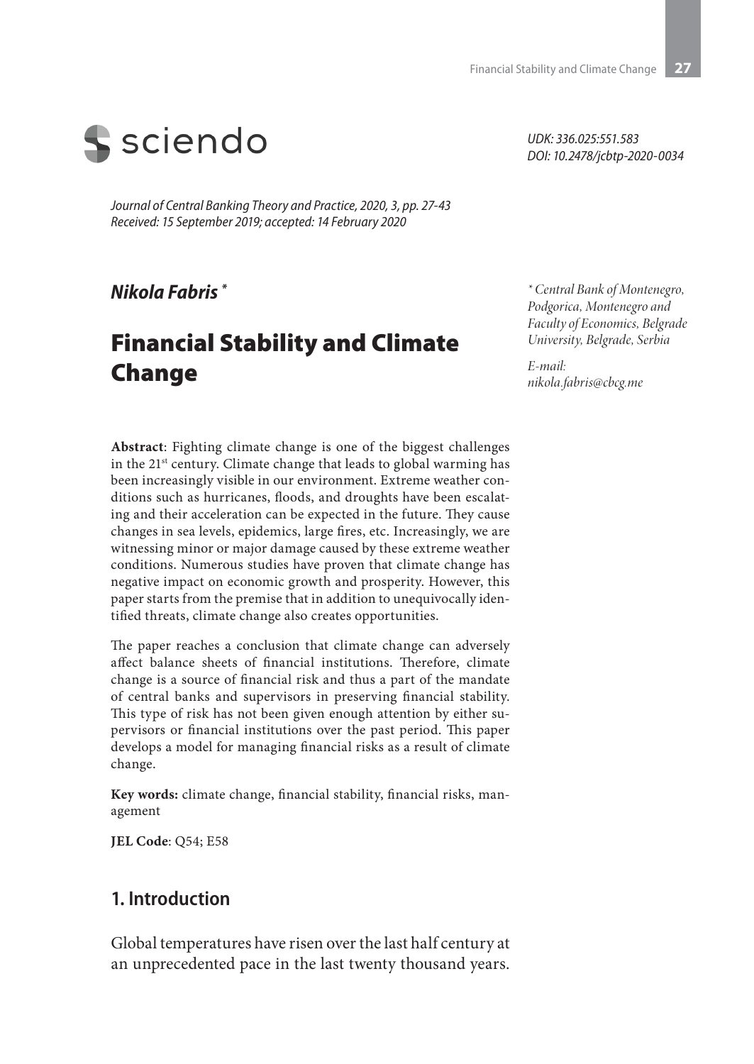sciendo

*UDK: 336.025:551.583*
*DOI: 10.2478/jcbtp-2020-0034*

*Journal of Central Banking Theory and Practice, 2020, 3, pp. 27-43*
*Received: 15 September 2019; accepted: 14 February 2020*

***Nikola Fabris*** *

*\* Central Bank of Montenegro, Podgorica, Montenegro and Faculty of Economics, Belgrade University, Belgrade, Serbia*

*E-mail: nikola.fabris@cbcg.me*

# Financial Stability and Climate Change

**Abstract**: Fighting climate change is one of the biggest challenges in the 21st century. Climate change that leads to global warming has been increasingly visible in our environment. Extreme weather conditions such as hurricanes, floods, and droughts have been escalating and their acceleration can be expected in the future. They cause changes in sea levels, epidemics, large fires, etc. Increasingly, we are witnessing minor or major damage caused by these extreme weather conditions. Numerous studies have proven that climate change has negative impact on economic growth and prosperity. However, this paper starts from the premise that in addition to unequivocally identified threats, climate change also creates opportunities.

The paper reaches a conclusion that climate change can adversely affect balance sheets of financial institutions. Therefore, climate change is a source of financial risk and thus a part of the mandate of central banks and supervisors in preserving financial stability. This type of risk has not been given enough attention by either supervisors or financial institutions over the past period. This paper develops a model for managing financial risks as a result of climate change.

**Key words:** climate change, financial stability, financial risks, management

**JEL Code**: Q54; E58

## 1. Introduction

Global temperatures have risen over the last half century at an unprecedented pace in the last twenty thousand years.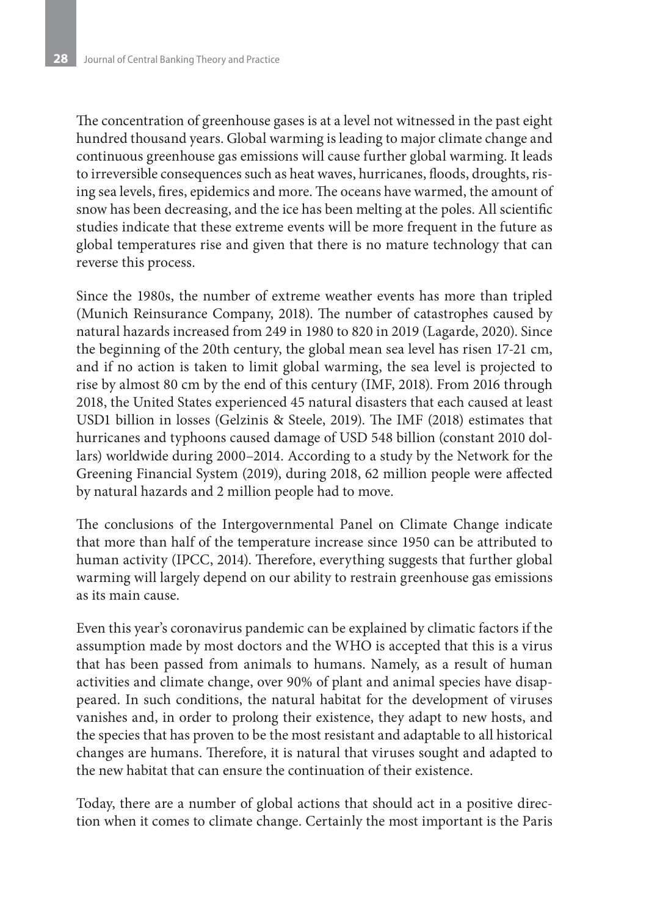The concentration of greenhouse gases is at a level not witnessed in the past eight hundred thousand years. Global warming is leading to major climate change and continuous greenhouse gas emissions will cause further global warming. It leads to irreversible consequences such as heat waves, hurricanes, floods, droughts, rising sea levels, fires, epidemics and more. The oceans have warmed, the amount of snow has been decreasing, and the ice has been melting at the poles. All scientific studies indicate that these extreme events will be more frequent in the future as global temperatures rise and given that there is no mature technology that can reverse this process.

Since the 1980s, the number of extreme weather events has more than tripled (Munich Reinsurance Company, 2018). The number of catastrophes caused by natural hazards increased from 249 in 1980 to 820 in 2019 (Lagarde, 2020). Since the beginning of the 20th century, the global mean sea level has risen 17-21 cm, and if no action is taken to limit global warming, the sea level is projected to rise by almost 80 cm by the end of this century (IMF, 2018). From 2016 through 2018, the United States experienced 45 natural disasters that each caused at least USD1 billion in losses (Gelzinis & Steele, 2019). The IMF (2018) estimates that hurricanes and typhoons caused damage of USD 548 billion (constant 2010 dollars) worldwide during 2000–2014. According to a study by the Network for the Greening Financial System (2019), during 2018, 62 million people were affected by natural hazards and 2 million people had to move.

The conclusions of the Intergovernmental Panel on Climate Change indicate that more than half of the temperature increase since 1950 can be attributed to human activity (IPCC, 2014). Therefore, everything suggests that further global warming will largely depend on our ability to restrain greenhouse gas emissions as its main cause.

Even this year's coronavirus pandemic can be explained by climatic factors if the assumption made by most doctors and the WHO is accepted that this is a virus that has been passed from animals to humans. Namely, as a result of human activities and climate change, over 90% of plant and animal species have disappeared. In such conditions, the natural habitat for the development of viruses vanishes and, in order to prolong their existence, they adapt to new hosts, and the species that has proven to be the most resistant and adaptable to all historical changes are humans. Therefore, it is natural that viruses sought and adapted to the new habitat that can ensure the continuation of their existence.

Today, there are a number of global actions that should act in a positive direction when it comes to climate change. Certainly the most important is the Paris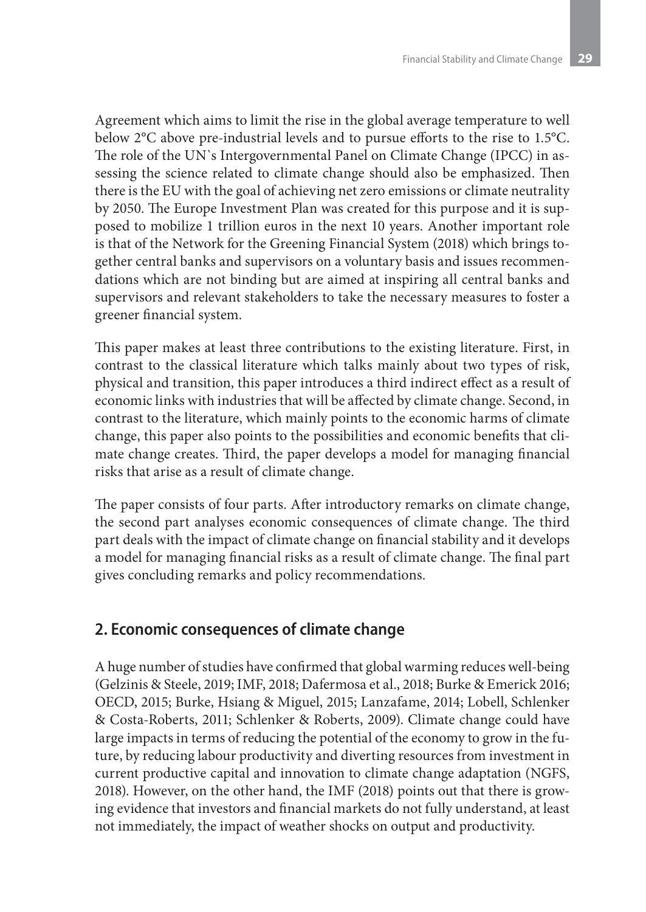Agreement which aims to limit the rise in the global average temperature to well below 2°C above pre-industrial levels and to pursue efforts to the rise to 1.5°C. The role of the UN`s Intergovernmental Panel on Climate Change (IPCC) in assessing the science related to climate change should also be emphasized. Then there is the EU with the goal of achieving net zero emissions or climate neutrality by 2050. The Europe Investment Plan was created for this purpose and it is supposed to mobilize 1 trillion euros in the next 10 years. Another important role is that of the Network for the Greening Financial System (2018) which brings together central banks and supervisors on a voluntary basis and issues recommendations which are not binding but are aimed at inspiring all central banks and supervisors and relevant stakeholders to take the necessary measures to foster a greener financial system.

This paper makes at least three contributions to the existing literature. First, in contrast to the classical literature which talks mainly about two types of risk, physical and transition, this paper introduces a third indirect effect as a result of economic links with industries that will be affected by climate change. Second, in contrast to the literature, which mainly points to the economic harms of climate change, this paper also points to the possibilities and economic benefits that climate change creates. Third, the paper develops a model for managing financial risks that arise as a result of climate change.

The paper consists of four parts. After introductory remarks on climate change, the second part analyses economic consequences of climate change. The third part deals with the impact of climate change on financial stability and it develops a model for managing financial risks as a result of climate change. The final part gives concluding remarks and policy recommendations.

## 2. Economic consequences of climate change

A huge number of studies have confirmed that global warming reduces well-being (Gelzinis & Steele, 2019; IMF, 2018; Dafermosa et al., 2018; Burke & Emerick 2016; OECD, 2015; Burke, Hsiang & Miguel, 2015; Lanzafame, 2014; Lobell, Schlenker & Costa-Roberts, 2011; Schlenker & Roberts, 2009). Climate change could have large impacts in terms of reducing the potential of the economy to grow in the future, by reducing labour productivity and diverting resources from investment in current productive capital and innovation to climate change adaptation (NGFS, 2018). However, on the other hand, the IMF (2018) points out that there is growing evidence that investors and financial markets do not fully understand, at least not immediately, the impact of weather shocks on output and productivity.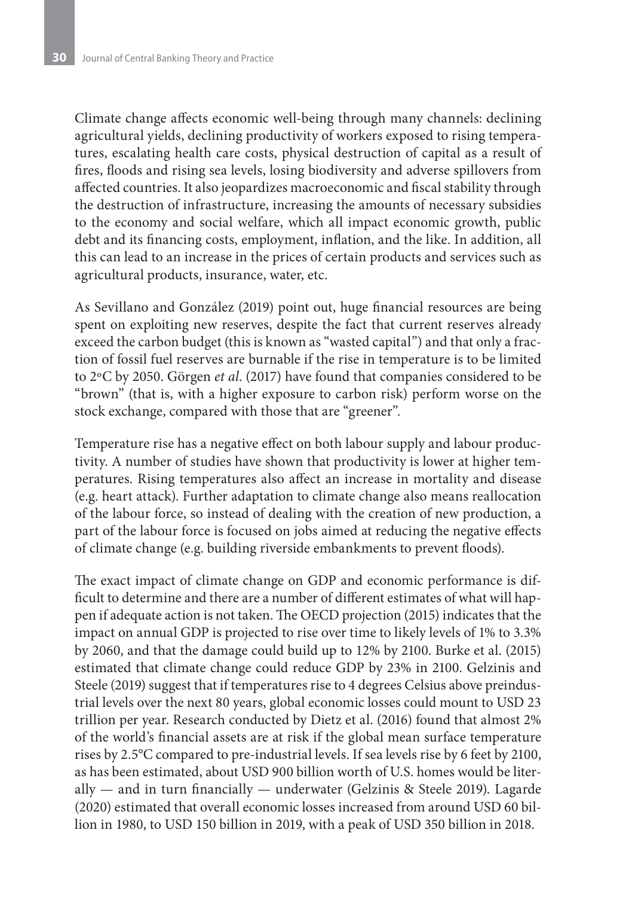Climate change affects economic well-being through many channels: declining agricultural yields, declining productivity of workers exposed to rising temperatures, escalating health care costs, physical destruction of capital as a result of fires, floods and rising sea levels, losing biodiversity and adverse spillovers from affected countries. It also jeopardizes macroeconomic and fiscal stability through the destruction of infrastructure, increasing the amounts of necessary subsidies to the economy and social welfare, which all impact economic growth, public debt and its financing costs, employment, inflation, and the like. In addition, all this can lead to an increase in the prices of certain products and services such as agricultural products, insurance, water, etc.

As Sevillano and González (2019) point out, huge financial resources are being spent on exploiting new reserves, despite the fact that current reserves already exceed the carbon budget (this is known as "wasted capital") and that only a fraction of fossil fuel reserves are burnable if the rise in temperature is to be limited to 2ºC by 2050. Görgen *et al*. (2017) have found that companies considered to be "brown" (that is, with a higher exposure to carbon risk) perform worse on the stock exchange, compared with those that are "greener".

Temperature rise has a negative effect on both labour supply and labour productivity. A number of studies have shown that productivity is lower at higher temperatures. Rising temperatures also affect an increase in mortality and disease (e.g. heart attack). Further adaptation to climate change also means reallocation of the labour force, so instead of dealing with the creation of new production, a part of the labour force is focused on jobs aimed at reducing the negative effects of climate change (e.g. building riverside embankments to prevent floods).

The exact impact of climate change on GDP and economic performance is difficult to determine and there are a number of different estimates of what will happen if adequate action is not taken. The OECD projection (2015) indicates that the impact on annual GDP is projected to rise over time to likely levels of 1% to 3.3% by 2060, and that the damage could build up to 12% by 2100. Burke et al. (2015) estimated that climate change could reduce GDP by 23% in 2100. Gelzinis and Steele (2019) suggest that if temperatures rise to 4 degrees Celsius above preindustrial levels over the next 80 years, global economic losses could mount to USD 23 trillion per year. Research conducted by Dietz et al. (2016) found that almost 2% of the world's financial assets are at risk if the global mean surface temperature rises by 2.5°C compared to pre-industrial levels. If sea levels rise by 6 feet by 2100, as has been estimated, about USD 900 billion worth of U.S. homes would be literally — and in turn financially — underwater (Gelzinis & Steele 2019). Lagarde (2020) estimated that overall economic losses increased from around USD 60 billion in 1980, to USD 150 billion in 2019, with a peak of USD 350 billion in 2018.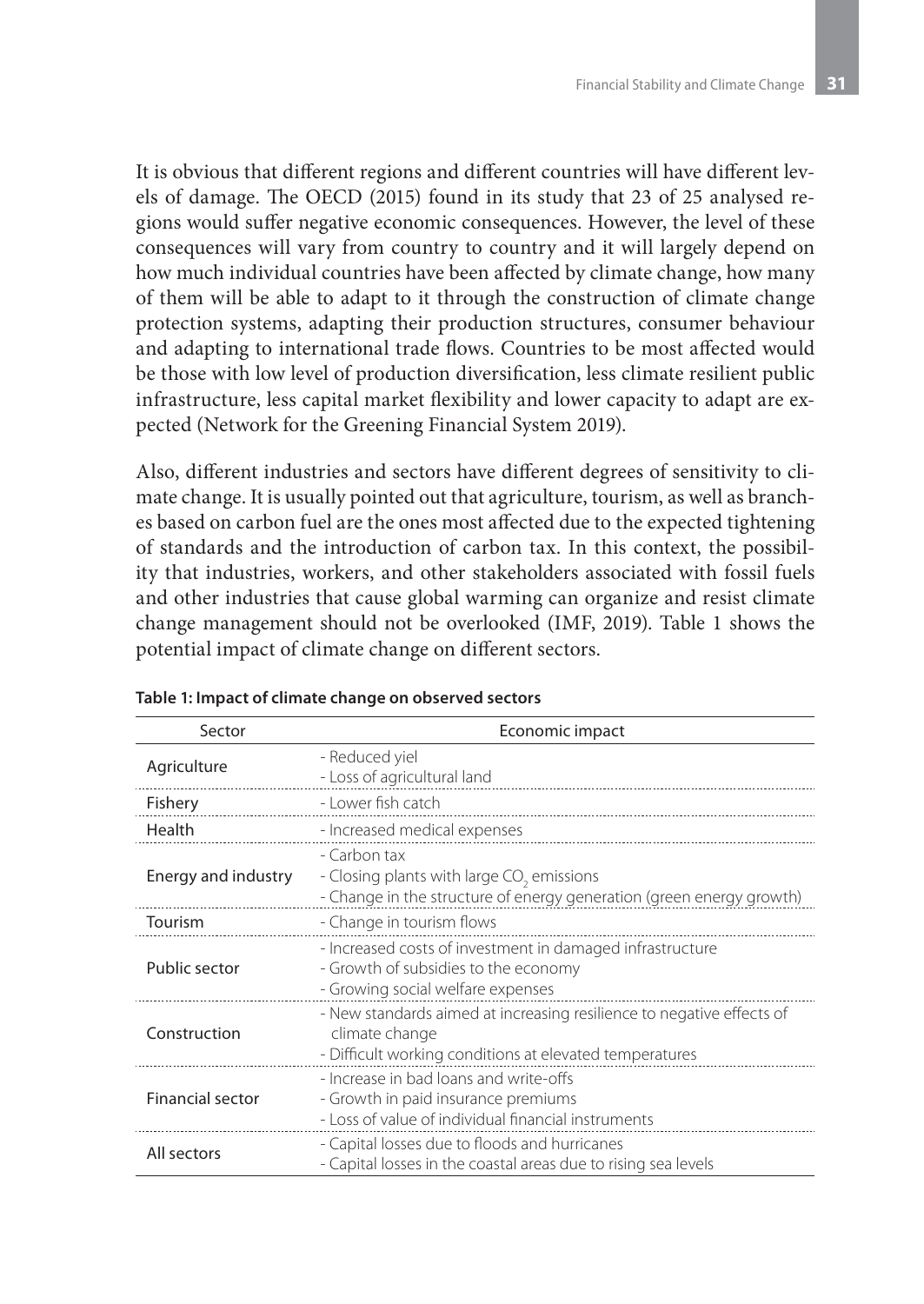It is obvious that different regions and different countries will have different levels of damage. The OECD (2015) found in its study that 23 of 25 analysed regions would suffer negative economic consequences. However, the level of these consequences will vary from country to country and it will largely depend on how much individual countries have been affected by climate change, how many of them will be able to adapt to it through the construction of climate change protection systems, adapting their production structures, consumer behaviour and adapting to international trade flows. Countries to be most affected would be those with low level of production diversification, less climate resilient public infrastructure, less capital market flexibility and lower capacity to adapt are expected (Network for the Greening Financial System 2019).

Also, different industries and sectors have different degrees of sensitivity to climate change. It is usually pointed out that agriculture, tourism, as well as branches based on carbon fuel are the ones most affected due to the expected tightening of standards and the introduction of carbon tax. In this context, the possibility that industries, workers, and other stakeholders associated with fossil fuels and other industries that cause global warming can organize and resist climate change management should not be overlooked (IMF, 2019). Table 1 shows the potential impact of climate change on different sectors.

**Table 1: Impact of climate change on observed sectors**

| Sector | Economic impact |
|---|---|
| Agriculture | - Reduced yiel<br>- Loss of agricultural land |
| Fishery | - Lower fish catch |
| Health | - Increased medical expenses |
| Energy and industry | - Carbon tax<br>- Closing plants with large $CO_2$ emissions<br>- Change in the structure of energy generation (green energy growth) |
| Tourism | - Change in tourism flows |
| Public sector | - Increased costs of investment in damaged infrastructure<br>- Growth of subsidies to the economy<br>- Growing social welfare expenses |
| Construction | - New standards aimed at increasing resilience to negative effects of climate change<br>- Difficult working conditions at elevated temperatures |
| Financial sector | - Increase in bad loans and write-offs<br>- Growth in paid insurance premiums<br>- Loss of value of individual financial instruments |
| All sectors | - Capital losses due to floods and hurricanes<br>- Capital losses in the coastal areas due to rising sea levels |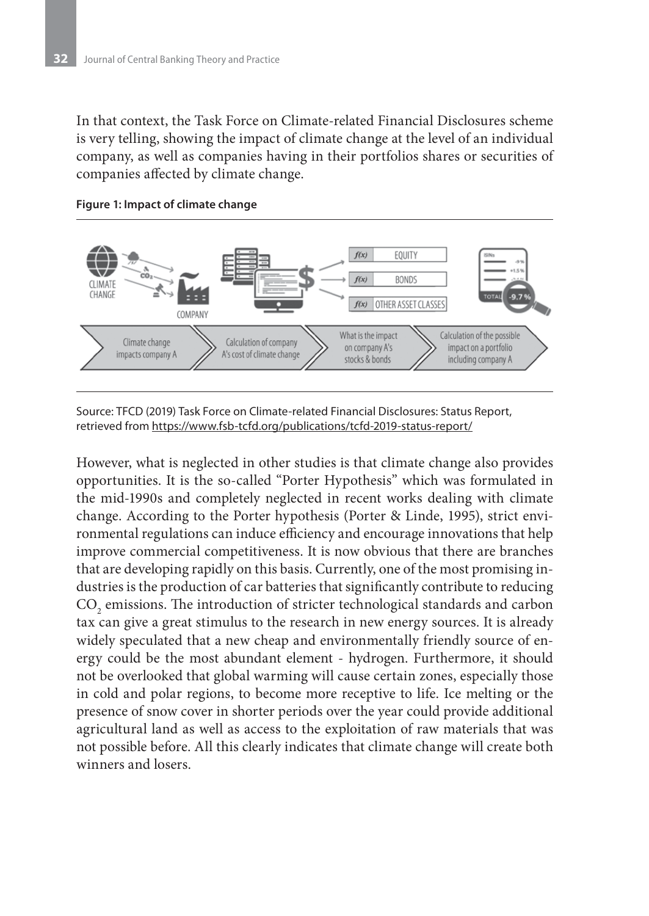In that context, the Task Force on Climate-related Financial Disclosures scheme is very telling, showing the impact of climate change at the level of an individual company, as well as companies having in their portfolios shares or securities of companies affected by climate change.

**Figure 1: Impact of climate change**

Source: TFCD (2019) Task Force on Climate-related Financial Disclosures: Status Report, retrieved from https://www.fsb-tcfd.org/publications/tcfd-2019-status-report/

However, what is neglected in other studies is that climate change also provides opportunities. It is the so-called "Porter Hypothesis" which was formulated in the mid-1990s and completely neglected in recent works dealing with climate change. According to the Porter hypothesis (Porter & Linde, 1995), strict environmental regulations can induce efficiency and encourage innovations that help improve commercial competitiveness. It is now obvious that there are branches that are developing rapidly on this basis. Currently, one of the most promising industries is the production of car batteries that significantly contribute to reducing $CO_2$ emissions. The introduction of stricter technological standards and carbon tax can give a great stimulus to the research in new energy sources. It is already widely speculated that a new cheap and environmentally friendly source of energy could be the most abundant element - hydrogen. Furthermore, it should not be overlooked that global warming will cause certain zones, especially those in cold and polar regions, to become more receptive to life. Ice melting or the presence of snow cover in shorter periods over the year could provide additional agricultural land as well as access to the exploitation of raw materials that was not possible before. All this clearly indicates that climate change will create both winners and losers.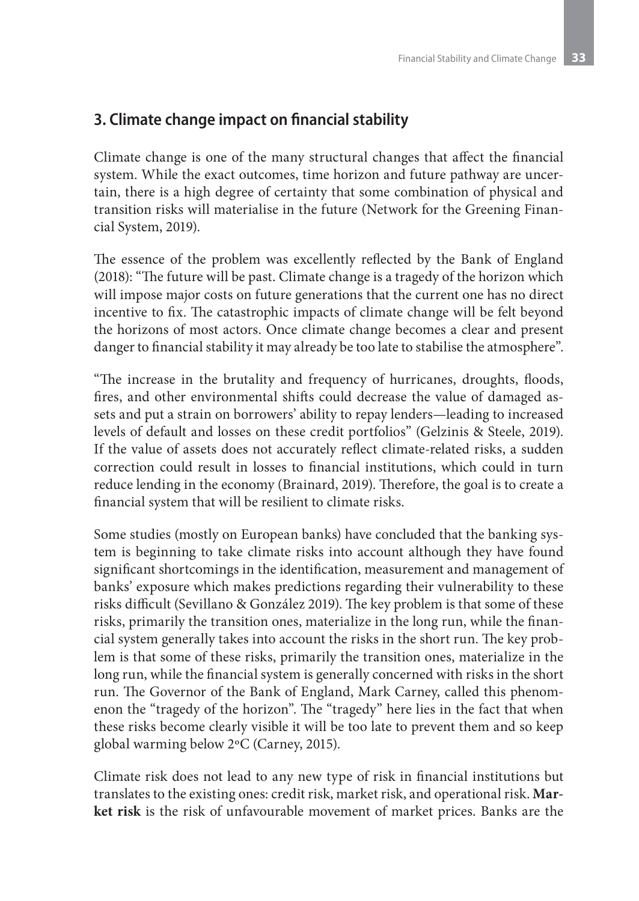## 3. Climate change impact on financial stability

Climate change is one of the many structural changes that affect the financial system. While the exact outcomes, time horizon and future pathway are uncertain, there is a high degree of certainty that some combination of physical and transition risks will materialise in the future (Network for the Greening Financial System, 2019).

The essence of the problem was excellently reflected by the Bank of England (2018): "The future will be past. Climate change is a tragedy of the horizon which will impose major costs on future generations that the current one has no direct incentive to fix. The catastrophic impacts of climate change will be felt beyond the horizons of most actors. Once climate change becomes a clear and present danger to financial stability it may already be too late to stabilise the atmosphere".

"The increase in the brutality and frequency of hurricanes, droughts, floods, fires, and other environmental shifts could decrease the value of damaged assets and put a strain on borrowers' ability to repay lenders—leading to increased levels of default and losses on these credit portfolios" (Gelzinis & Steele, 2019). If the value of assets does not accurately reflect climate-related risks, a sudden correction could result in losses to financial institutions, which could in turn reduce lending in the economy (Brainard, 2019). Therefore, the goal is to create a financial system that will be resilient to climate risks.

Some studies (mostly on European banks) have concluded that the banking system is beginning to take climate risks into account although they have found significant shortcomings in the identification, measurement and management of banks' exposure which makes predictions regarding their vulnerability to these risks difficult (Sevillano & González 2019). The key problem is that some of these risks, primarily the transition ones, materialize in the long run, while the financial system generally takes into account the risks in the short run. The key problem is that some of these risks, primarily the transition ones, materialize in the long run, while the financial system is generally concerned with risks in the short run. The Governor of the Bank of England, Mark Carney, called this phenomenon the "tragedy of the horizon". The "tragedy" here lies in the fact that when these risks become clearly visible it will be too late to prevent them and so keep global warming below 2°C (Carney, 2015).

Climate risk does not lead to any new type of risk in financial institutions but translates to the existing ones: credit risk, market risk, and operational risk. **Market risk** is the risk of unfavourable movement of market prices. Banks are the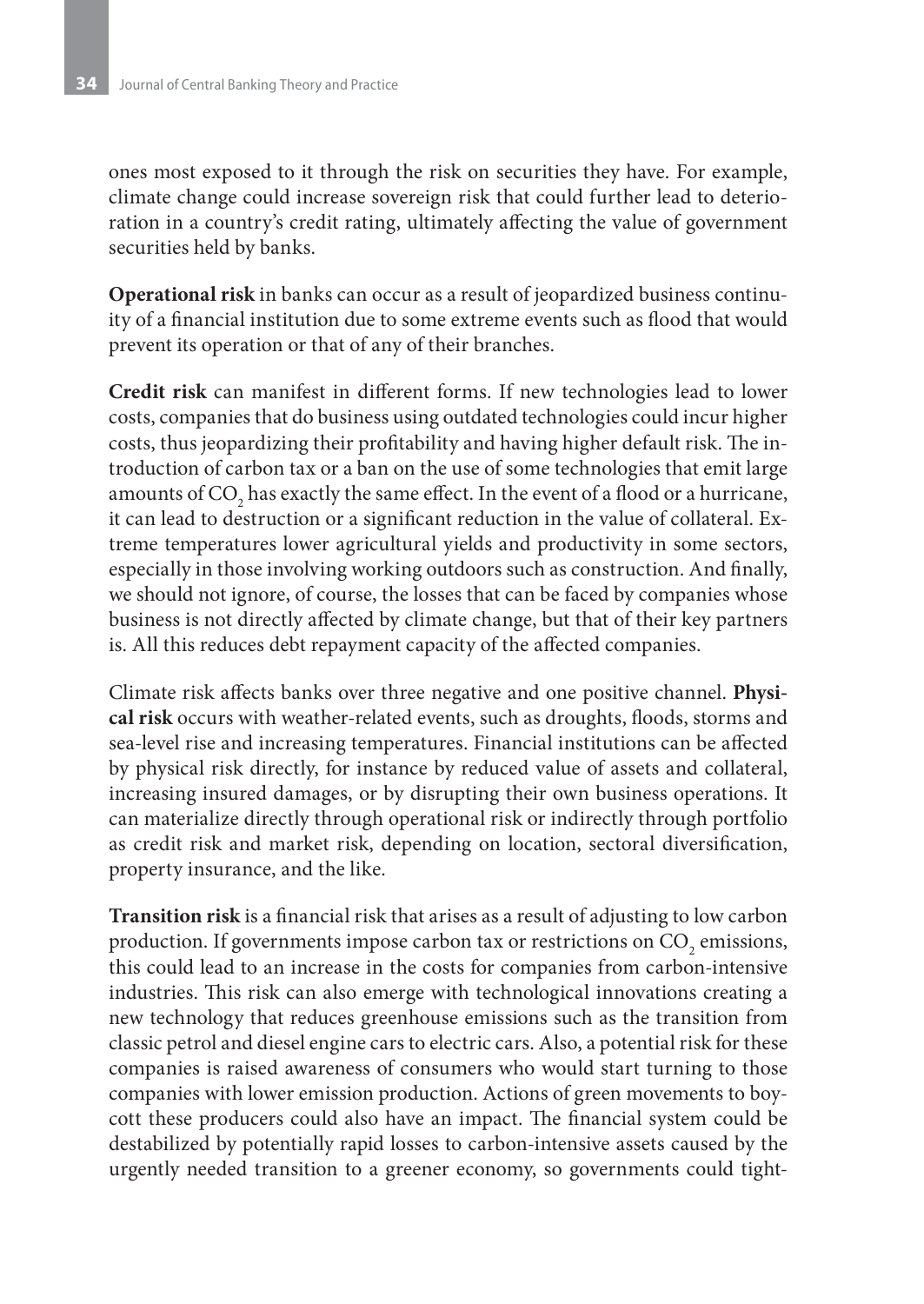ones most exposed to it through the risk on securities they have. For example, climate change could increase sovereign risk that could further lead to deterioration in a country's credit rating, ultimately affecting the value of government securities held by banks.

**Operational risk** in banks can occur as a result of jeopardized business continuity of a financial institution due to some extreme events such as flood that would prevent its operation or that of any of their branches.

**Credit risk** can manifest in different forms. If new technologies lead to lower costs, companies that do business using outdated technologies could incur higher costs, thus jeopardizing their profitability and having higher default risk. The introduction of carbon tax or a ban on the use of some technologies that emit large amounts of $CO_2$ has exactly the same effect. In the event of a flood or a hurricane, it can lead to destruction or a significant reduction in the value of collateral. Extreme temperatures lower agricultural yields and productivity in some sectors, especially in those involving working outdoors such as construction. And finally, we should not ignore, of course, the losses that can be faced by companies whose business is not directly affected by climate change, but that of their key partners is. All this reduces debt repayment capacity of the affected companies.

Climate risk affects banks over three negative and one positive channel. **Physical risk** occurs with weather-related events, such as droughts, floods, storms and sea-level rise and increasing temperatures. Financial institutions can be affected by physical risk directly, for instance by reduced value of assets and collateral, increasing insured damages, or by disrupting their own business operations. It can materialize directly through operational risk or indirectly through portfolio as credit risk and market risk, depending on location, sectoral diversification, property insurance, and the like.

**Transition risk** is a financial risk that arises as a result of adjusting to low carbon production. If governments impose carbon tax or restrictions on $CO_2$ emissions, this could lead to an increase in the costs for companies from carbon-intensive industries. This risk can also emerge with technological innovations creating a new technology that reduces greenhouse emissions such as the transition from classic petrol and diesel engine cars to electric cars. Also, a potential risk for these companies is raised awareness of consumers who would start turning to those companies with lower emission production. Actions of green movements to boycott these producers could also have an impact. The financial system could be destabilized by potentially rapid losses to carbon-intensive assets caused by the urgently needed transition to a greener economy, so governments could tight-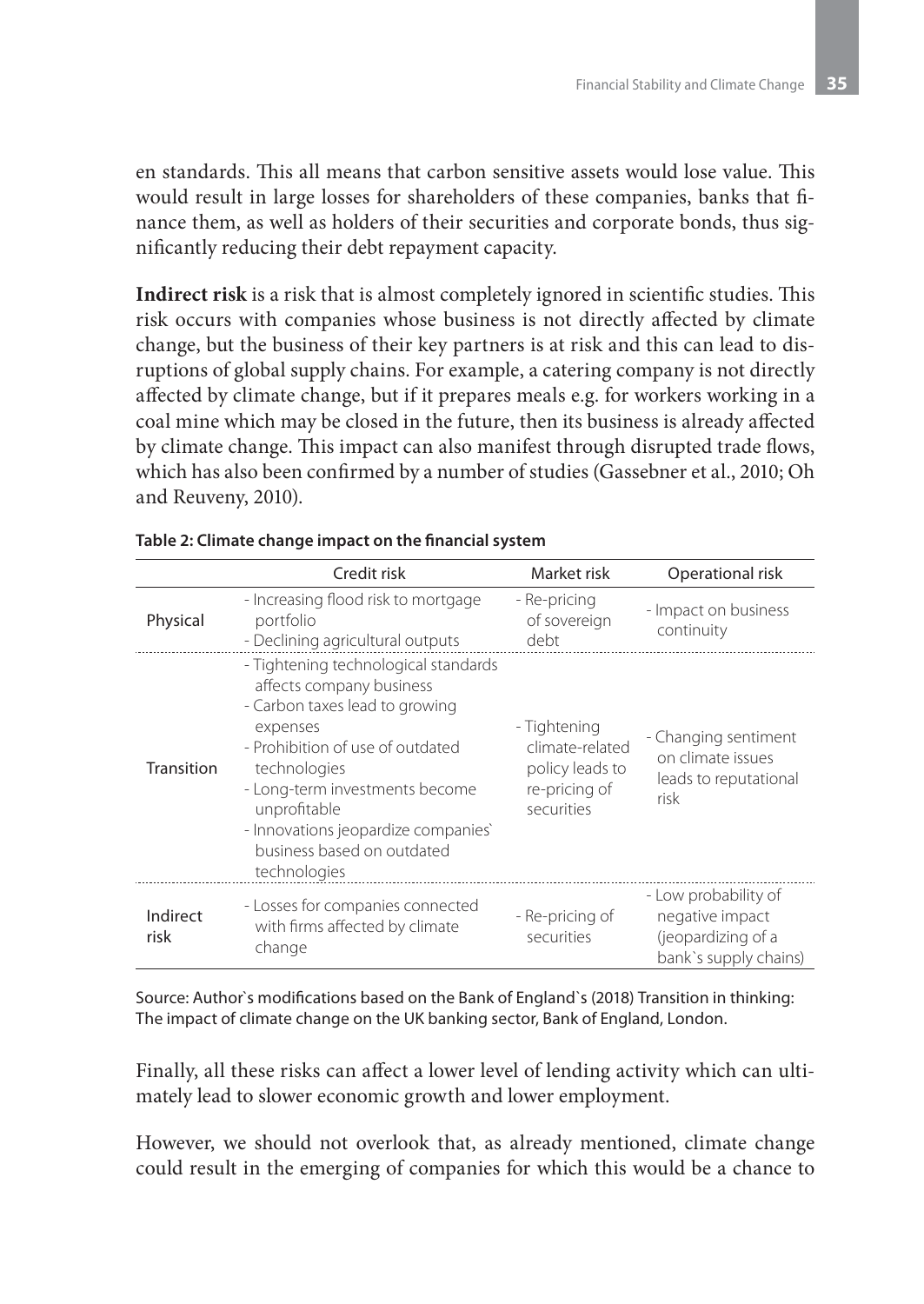en standards. This all means that carbon sensitive assets would lose value. This would result in large losses for shareholders of these companies, banks that finance them, as well as holders of their securities and corporate bonds, thus significantly reducing their debt repayment capacity.

**Indirect risk** is a risk that is almost completely ignored in scientific studies. This risk occurs with companies whose business is not directly affected by climate change, but the business of their key partners is at risk and this can lead to disruptions of global supply chains. For example, a catering company is not directly affected by climate change, but if it prepares meals e.g. for workers working in a coal mine which may be closed in the future, then its business is already affected by climate change. This impact can also manifest through disrupted trade flows, which has also been confirmed by a number of studies (Gassebner et al., 2010; Oh and Reuveny, 2010).

**Table 2: Climate change impact on the financial system**

| | Credit risk | Market risk | Operational risk |
|---|---|---|---|
| Physical | - Increasing flood risk to mortgage portfolio<br>- Declining agricultural outputs | - Re-pricing of sovereign debt | - Impact on business continuity |
| Transition | - Tightening technological standards affects company business<br>- Carbon taxes lead to growing expenses<br>- Prohibition of use of outdated technologies<br>- Long-term investments become unprofitable<br>- Innovations jeopardize companies` business based on outdated technologies | - Tightening climate-related policy leads to re-pricing of securities | - Changing sentiment on climate issues leads to reputational risk |
| Indirect risk | - Losses for companies connected with firms affected by climate change | - Re-pricing of securities | - Low probability of negative impact (jeopardizing of a bank`s supply chains) |

Source: Author`s modifications based on the Bank of England`s (2018) Transition in thinking: The impact of climate change on the UK banking sector, Bank of England, London.

Finally, all these risks can affect a lower level of lending activity which can ultimately lead to slower economic growth and lower employment.

However, we should not overlook that, as already mentioned, climate change could result in the emerging of companies for which this would be a chance to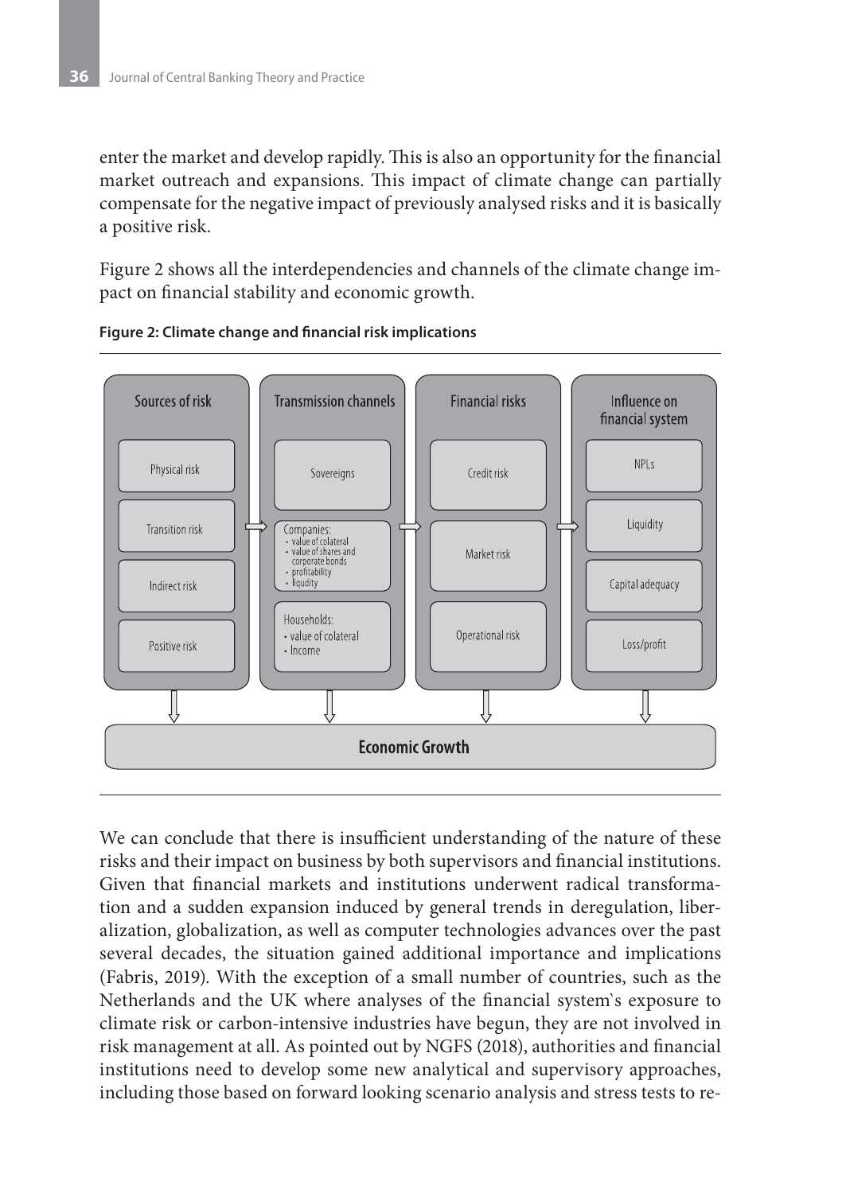enter the market and develop rapidly. This is also an opportunity for the financial market outreach and expansions. This impact of climate change can partially compensate for the negative impact of previously analysed risks and it is basically a positive risk.

Figure 2 shows all the interdependencies and channels of the climate change impact on financial stability and economic growth.

**Figure 2: Climate change and financial risk implications**

| Sources of risk | Transmission channels | Financial risks | Influence on financial system |
|---|---|---|---|
| Physical risk | Sovereigns | Credit risk | NPLs |
| Transition risk | Companies: • value of colateral • value of shares and corporate bonds • profitability • liqudity | Market risk | Liquidity |
| Indirect risk | Households: • value of colateral • Income | Operational risk | Capital adequacy |
| Positive risk | | | Loss/profit |

**Economic Growth**

We can conclude that there is insufficient understanding of the nature of these risks and their impact on business by both supervisors and financial institutions. Given that financial markets and institutions underwent radical transformation and a sudden expansion induced by general trends in deregulation, liberalization, globalization, as well as computer technologies advances over the past several decades, the situation gained additional importance and implications (Fabris, 2019). With the exception of a small number of countries, such as the Netherlands and the UK where analyses of the financial system`s exposure to climate risk or carbon-intensive industries have begun, they are not involved in risk management at all. As pointed out by NGFS (2018), authorities and financial institutions need to develop some new analytical and supervisory approaches, including those based on forward looking scenario analysis and stress tests to re-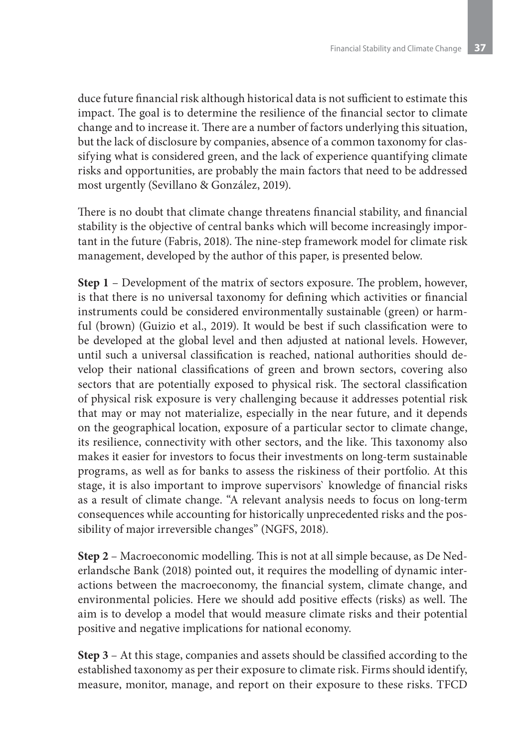duce future financial risk although historical data is not sufficient to estimate this impact. The goal is to determine the resilience of the financial sector to climate change and to increase it. There are a number of factors underlying this situation, but the lack of disclosure by companies, absence of a common taxonomy for classifying what is considered green, and the lack of experience quantifying climate risks and opportunities, are probably the main factors that need to be addressed most urgently (Sevillano & González, 2019).

There is no doubt that climate change threatens financial stability, and financial stability is the objective of central banks which will become increasingly important in the future (Fabris, 2018). The nine-step framework model for climate risk management, developed by the author of this paper, is presented below.

**Step 1** – Development of the matrix of sectors exposure. The problem, however, is that there is no universal taxonomy for defining which activities or financial instruments could be considered environmentally sustainable (green) or harmful (brown) (Guizio et al., 2019). It would be best if such classification were to be developed at the global level and then adjusted at national levels. However, until such a universal classification is reached, national authorities should develop their national classifications of green and brown sectors, covering also sectors that are potentially exposed to physical risk. The sectoral classification of physical risk exposure is very challenging because it addresses potential risk that may or may not materialize, especially in the near future, and it depends on the geographical location, exposure of a particular sector to climate change, its resilience, connectivity with other sectors, and the like. This taxonomy also makes it easier for investors to focus their investments on long-term sustainable programs, as well as for banks to assess the riskiness of their portfolio. At this stage, it is also important to improve supervisors` knowledge of financial risks as a result of climate change. "A relevant analysis needs to focus on long-term consequences while accounting for historically unprecedented risks and the possibility of major irreversible changes" (NGFS, 2018).

**Step 2** – Macroeconomic modelling. This is not at all simple because, as De Nederlandsche Bank (2018) pointed out, it requires the modelling of dynamic interactions between the macroeconomy, the financial system, climate change, and environmental policies. Here we should add positive effects (risks) as well. The aim is to develop a model that would measure climate risks and their potential positive and negative implications for national economy.

**Step 3** – At this stage, companies and assets should be classified according to the established taxonomy as per their exposure to climate risk. Firms should identify, measure, monitor, manage, and report on their exposure to these risks. TFCD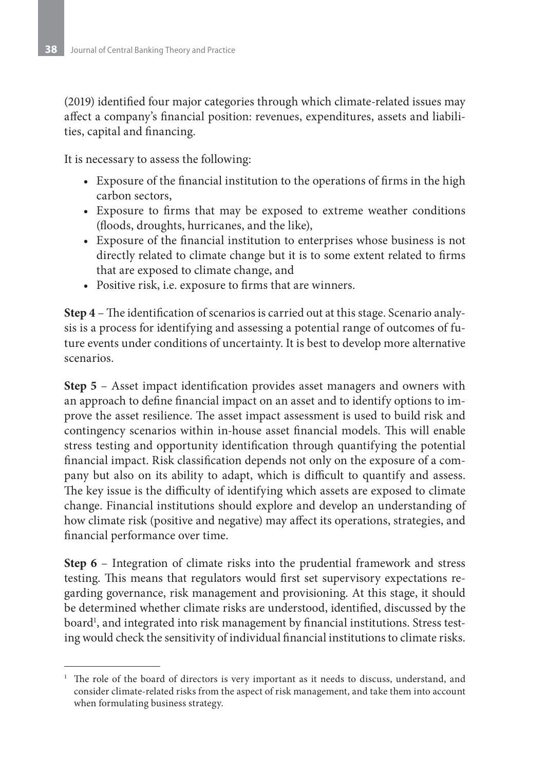(2019) identified four major categories through which climate-related issues may affect a company's financial position: revenues, expenditures, assets and liabilities, capital and financing.

It is necessary to assess the following:

- Exposure of the financial institution to the operations of firms in the high carbon sectors,
- Exposure to firms that may be exposed to extreme weather conditions (floods, droughts, hurricanes, and the like),
- Exposure of the financial institution to enterprises whose business is not directly related to climate change but it is to some extent related to firms that are exposed to climate change, and
- Positive risk, i.e. exposure to firms that are winners.

**Step 4** – The identification of scenarios is carried out at this stage. Scenario analysis is a process for identifying and assessing a potential range of outcomes of future events under conditions of uncertainty. It is best to develop more alternative scenarios.

**Step 5** – Asset impact identification provides asset managers and owners with an approach to define financial impact on an asset and to identify options to improve the asset resilience. The asset impact assessment is used to build risk and contingency scenarios within in-house asset financial models. This will enable stress testing and opportunity identification through quantifying the potential financial impact. Risk classification depends not only on the exposure of a company but also on its ability to adapt, which is difficult to quantify and assess. The key issue is the difficulty of identifying which assets are exposed to climate change. Financial institutions should explore and develop an understanding of how climate risk (positive and negative) may affect its operations, strategies, and financial performance over time.

**Step 6** – Integration of climate risks into the prudential framework and stress testing. This means that regulators would first set supervisory expectations regarding governance, risk management and provisioning. At this stage, it should be determined whether climate risks are understood, identified, discussed by the board[1], and integrated into risk management by financial institutions. Stress testing would check the sensitivity of individual financial institutions to climate risks.

[1] The role of the board of directors is very important as it needs to discuss, understand, and consider climate-related risks from the aspect of risk management, and take them into account when formulating business strategy.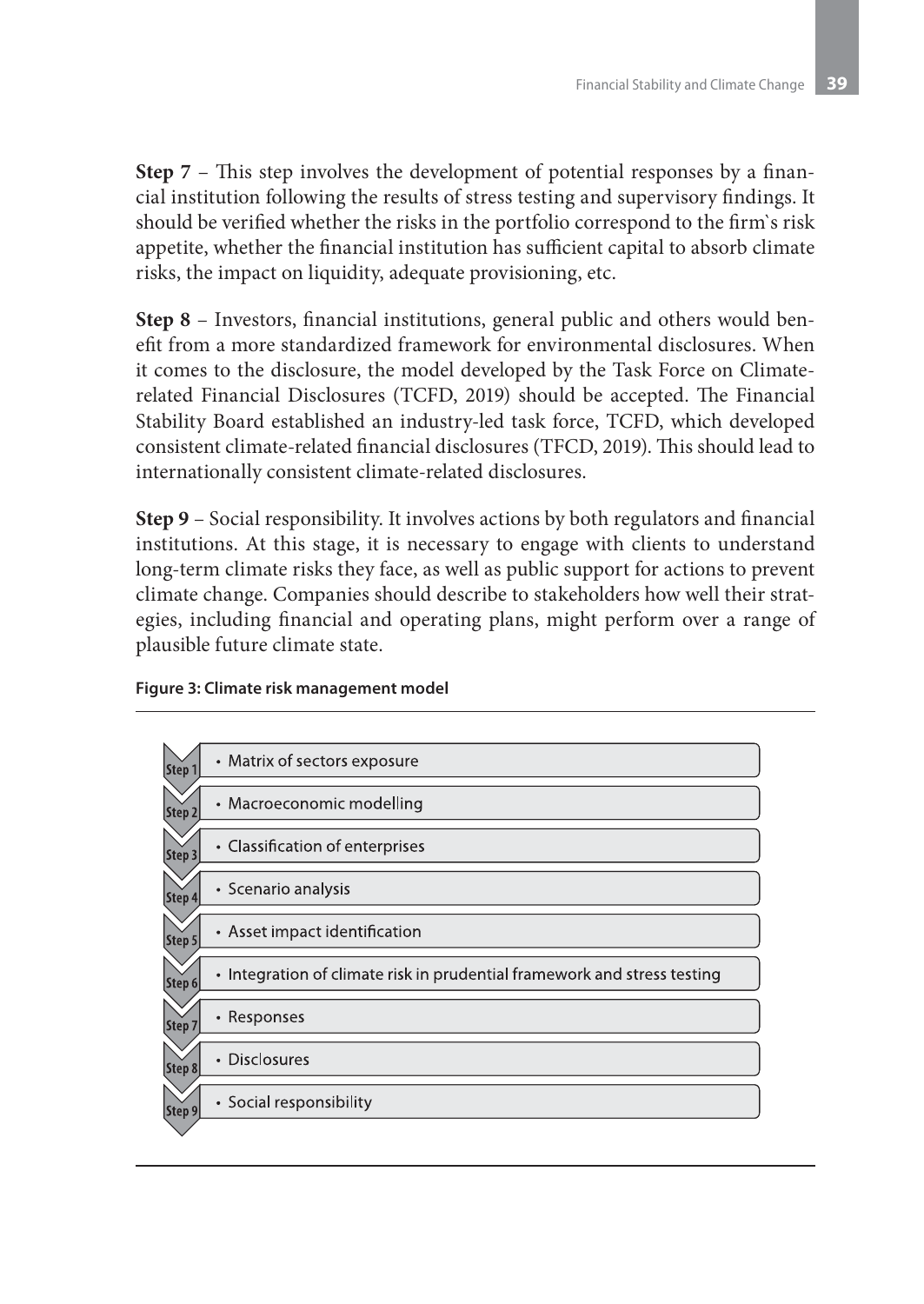**Step 7** – This step involves the development of potential responses by a financial institution following the results of stress testing and supervisory findings. It should be verified whether the risks in the portfolio correspond to the firm`s risk appetite, whether the financial institution has sufficient capital to absorb climate risks, the impact on liquidity, adequate provisioning, etc.

**Step 8** – Investors, financial institutions, general public and others would benefit from a more standardized framework for environmental disclosures. When it comes to the disclosure, the model developed by the Task Force on Climate-related Financial Disclosures (TCFD, 2019) should be accepted. The Financial Stability Board established an industry-led task force, TCFD, which developed consistent climate-related financial disclosures (TFCD, 2019). This should lead to internationally consistent climate-related disclosures.

**Step 9** – Social responsibility. It involves actions by both regulators and financial institutions. At this stage, it is necessary to engage with clients to understand long-term climate risks they face, as well as public support for actions to prevent climate change. Companies should describe to stakeholders how well their strategies, including financial and operating plans, might perform over a range of plausible future climate state.

**Figure 3: Climate risk management model**

| Step | |
|---|---|
| Step 1 | • Matrix of sectors exposure |
| Step 2 | • Macroeconomic modelling |
| Step 3 | • Classification of enterprises |
| Step 4 | • Scenario analysis |
| Step 5 | • Asset impact identification |
| Step 6 | • Integration of climate risk in prudential framework and stress testing |
| Step 7 | • Responses |
| Step 8 | • Disclosures |
| Step 9 | • Social responsibility |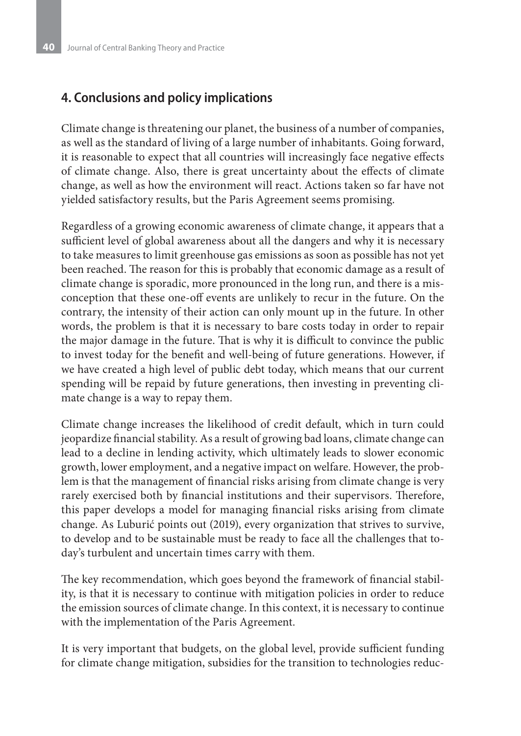## 4. Conclusions and policy implications

Climate change is threatening our planet, the business of a number of companies, as well as the standard of living of a large number of inhabitants. Going forward, it is reasonable to expect that all countries will increasingly face negative effects of climate change. Also, there is great uncertainty about the effects of climate change, as well as how the environment will react. Actions taken so far have not yielded satisfactory results, but the Paris Agreement seems promising.

Regardless of a growing economic awareness of climate change, it appears that a sufficient level of global awareness about all the dangers and why it is necessary to take measures to limit greenhouse gas emissions as soon as possible has not yet been reached. The reason for this is probably that economic damage as a result of climate change is sporadic, more pronounced in the long run, and there is a misconception that these one-off events are unlikely to recur in the future. On the contrary, the intensity of their action can only mount up in the future. In other words, the problem is that it is necessary to bare costs today in order to repair the major damage in the future. That is why it is difficult to convince the public to invest today for the benefit and well-being of future generations. However, if we have created a high level of public debt today, which means that our current spending will be repaid by future generations, then investing in preventing climate change is a way to repay them.

Climate change increases the likelihood of credit default, which in turn could jeopardize financial stability. As a result of growing bad loans, climate change can lead to a decline in lending activity, which ultimately leads to slower economic growth, lower employment, and a negative impact on welfare. However, the problem is that the management of financial risks arising from climate change is very rarely exercised both by financial institutions and their supervisors. Therefore, this paper develops a model for managing financial risks arising from climate change. As Luburić points out (2019), every organization that strives to survive, to develop and to be sustainable must be ready to face all the challenges that today's turbulent and uncertain times carry with them.

The key recommendation, which goes beyond the framework of financial stability, is that it is necessary to continue with mitigation policies in order to reduce the emission sources of climate change. In this context, it is necessary to continue with the implementation of the Paris Agreement.

It is very important that budgets, on the global level, provide sufficient funding for climate change mitigation, subsidies for the transition to technologies reduc-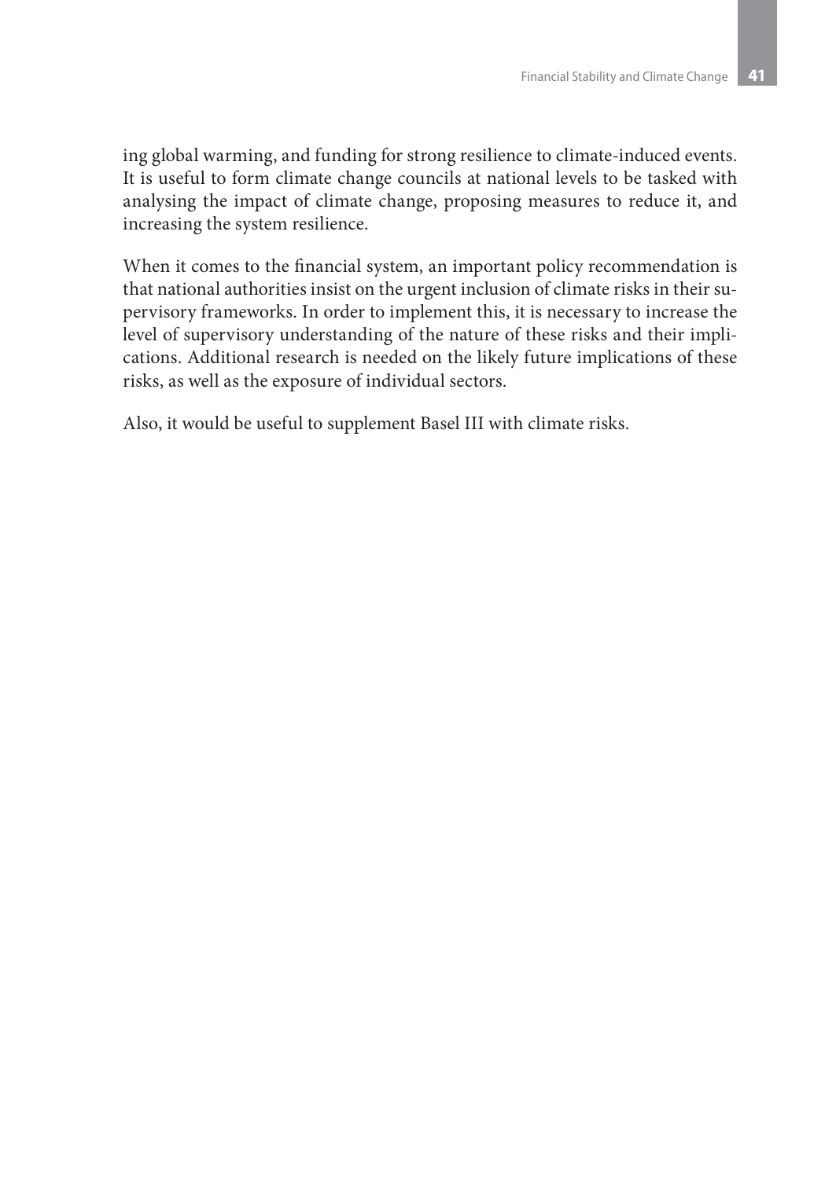ing global warming, and funding for strong resilience to climate-induced events. It is useful to form climate change councils at national levels to be tasked with analysing the impact of climate change, proposing measures to reduce it, and increasing the system resilience.

When it comes to the financial system, an important policy recommendation is that national authorities insist on the urgent inclusion of climate risks in their supervisory frameworks. In order to implement this, it is necessary to increase the level of supervisory understanding of the nature of these risks and their implications. Additional research is needed on the likely future implications of these risks, as well as the exposure of individual sectors.

Also, it would be useful to supplement Basel III with climate risks.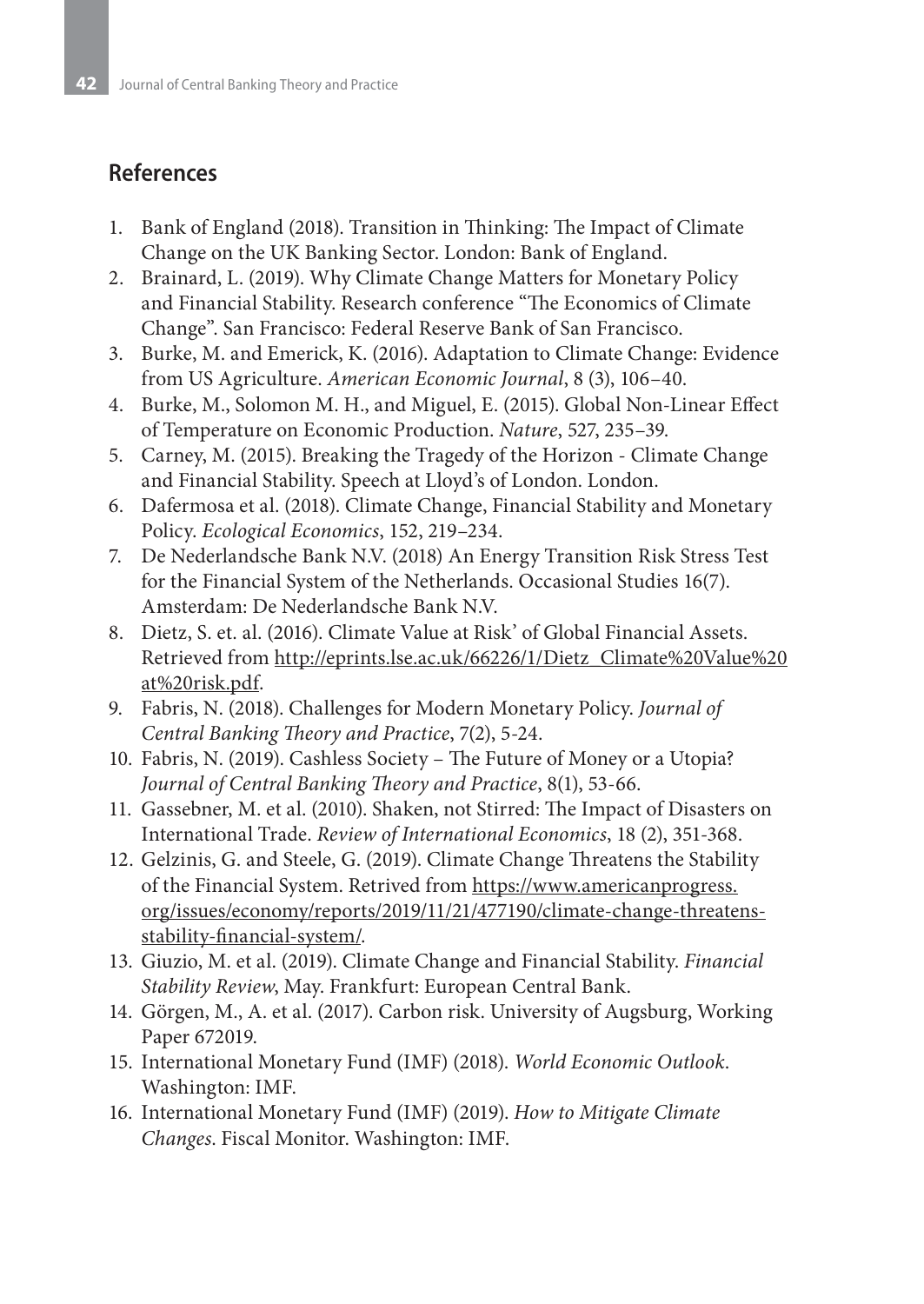## References

1. Bank of England (2018). Transition in Thinking: The Impact of Climate Change on the UK Banking Sector. London: Bank of England.
2. Brainard, L. (2019). Why Climate Change Matters for Monetary Policy and Financial Stability. Research conference "The Economics of Climate Change". San Francisco: Federal Reserve Bank of San Francisco.
3. Burke, M. and Emerick, K. (2016). Adaptation to Climate Change: Evidence from US Agriculture. *American Economic Journal*, 8 (3), 106–40.
4. Burke, M., Solomon M. H., and Miguel, E. (2015). Global Non-Linear Effect of Temperature on Economic Production. *Nature*, 527, 235–39.
5. Carney, M. (2015). Breaking the Tragedy of the Horizon - Climate Change and Financial Stability. Speech at Lloyd's of London. London.
6. Dafermosa et al. (2018). Climate Change, Financial Stability and Monetary Policy. *Ecological Economics*, 152, 219–234.
7. De Nederlandsche Bank N.V. (2018) An Energy Transition Risk Stress Test for the Financial System of the Netherlands. Occasional Studies 16(7). Amsterdam: De Nederlandsche Bank N.V.
8. Dietz, S. et. al. (2016). Climate Value at Risk' of Global Financial Assets. Retrieved from http://eprints.lse.ac.uk/66226/1/Dietz_Climate%20Value%20at%20risk.pdf.
9. Fabris, N. (2018). Challenges for Modern Monetary Policy. *Journal of Central Banking Theory and Practice*, 7(2), 5-24.
10. Fabris, N. (2019). Cashless Society – The Future of Money or a Utopia? *Journal of Central Banking Theory and Practice*, 8(1), 53-66.
11. Gassebner, M. et al. (2010). Shaken, not Stirred: The Impact of Disasters on International Trade. *Review of International Economics*, 18 (2), 351-368.
12. Gelzinis, G. and Steele, G. (2019). Climate Change Threatens the Stability of the Financial System. Retrived from https://www.americanprogress.org/issues/economy/reports/2019/11/21/477190/climate-change-threatens-stability-financial-system/.
13. Giuzio, M. et al. (2019). Climate Change and Financial Stability. *Financial Stability Review*, May. Frankfurt: European Central Bank.
14. Görgen, M., A. et al. (2017). Carbon risk. University of Augsburg, Working Paper 672019.
15. International Monetary Fund (IMF) (2018). *World Economic Outlook*. Washington: IMF.
16. International Monetary Fund (IMF) (2019). *How to Mitigate Climate Changes*. Fiscal Monitor. Washington: IMF.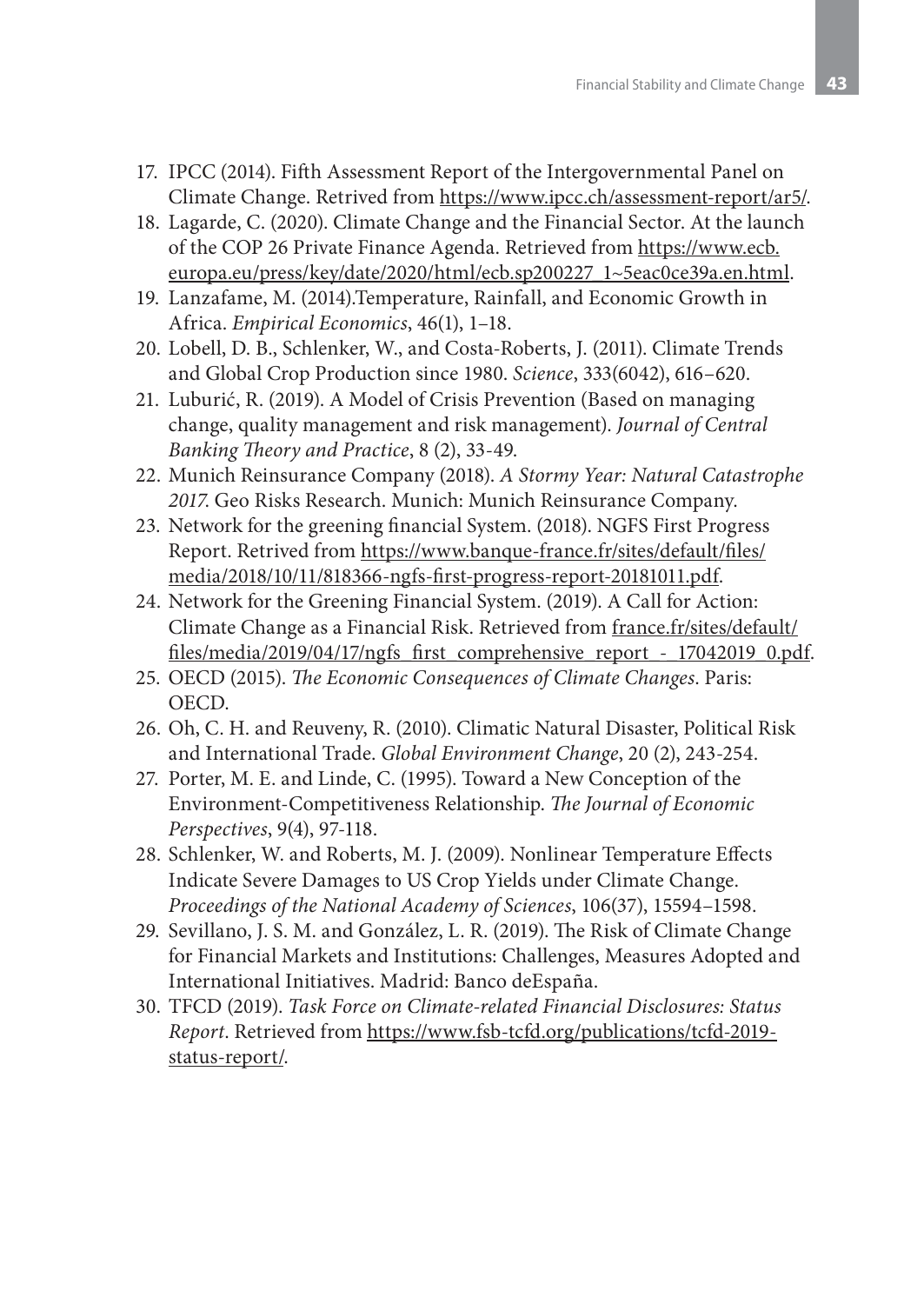17. IPCC (2014). Fifth Assessment Report of the Intergovernmental Panel on Climate Change. Retrived from https://www.ipcc.ch/assessment-report/ar5/.
18. Lagarde, C. (2020). Climate Change and the Financial Sector. At the launch of the COP 26 Private Finance Agenda. Retrieved from https://www.ecb.europa.eu/press/key/date/2020/html/ecb.sp200227_1~5eac0ce39a.en.html.
19. Lanzafame, M. (2014).Temperature, Rainfall, and Economic Growth in Africa. *Empirical Economics*, 46(1), 1–18.
20. Lobell, D. B., Schlenker, W., and Costa-Roberts, J. (2011). Climate Trends and Global Crop Production since 1980. *Science*, 333(6042), 616–620.
21. Luburić, R. (2019). A Model of Crisis Prevention (Based on managing change, quality management and risk management). *Journal of Central Banking Theory and Practice*, 8 (2), 33-49.
22. Munich Reinsurance Company (2018). *A Stormy Year: Natural Catastrophe 2017*. Geo Risks Research. Munich: Munich Reinsurance Company.
23. Network for the greening financial System. (2018). NGFS First Progress Report. Retrived from https://www.banque-france.fr/sites/default/files/media/2018/10/11/818366-ngfs-first-progress-report-20181011.pdf.
24. Network for the Greening Financial System. (2019). A Call for Action: Climate Change as a Financial Risk. Retrieved from france.fr/sites/default/files/media/2019/04/17/ngfs_first_comprehensive_report_-_17042019_0.pdf.
25. OECD (2015). *The Economic Consequences of Climate Changes*. Paris: OECD.
26. Oh, C. H. and Reuveny, R. (2010). Climatic Natural Disaster, Political Risk and International Trade. *Global Environment Change*, 20 (2), 243-254.
27. Porter, M. E. and Linde, C. (1995). Toward a New Conception of the Environment-Competitiveness Relationship. *The Journal of Economic Perspectives*, 9(4), 97-118.
28. Schlenker, W. and Roberts, M. J. (2009). Nonlinear Temperature Effects Indicate Severe Damages to US Crop Yields under Climate Change. *Proceedings of the National Academy of Sciences*, 106(37), 15594–1598.
29. Sevillano, J. S. M. and González, L. R. (2019). The Risk of Climate Change for Financial Markets and Institutions: Challenges, Measures Adopted and International Initiatives. Madrid: Banco deEspaña.
30. TFCD (2019). *Task Force on Climate-related Financial Disclosures: Status Report*. Retrieved from https://www.fsb-tcfd.org/publications/tcfd-2019-status-report/.